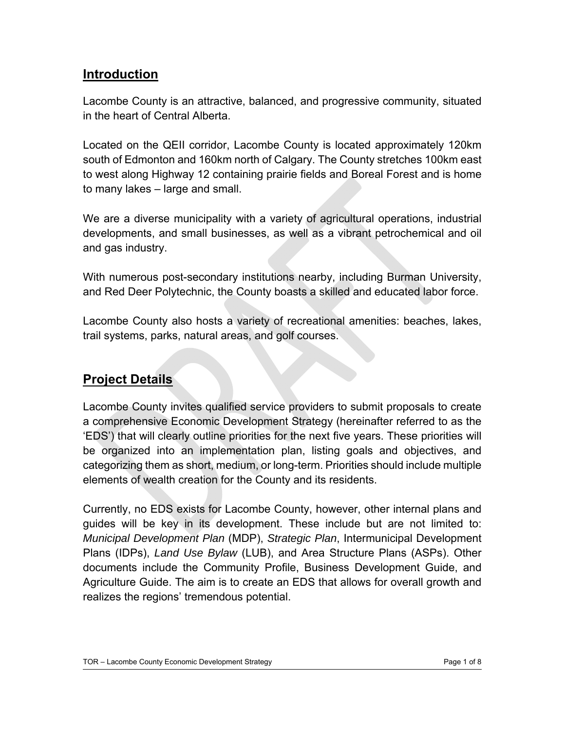## Introduction

Lacombe County is an attractive, balanced, and progressive community, situated in the heart of Central Alberta.

Located on the QEII corridor, Lacombe County is located approximately 120km south of Edmonton and 160km north of Calgary. The County stretches 100km east to west along Highway 12 containing prairie fields and Boreal Forest and is home to many lakes – large and small.

We are a diverse municipality with a variety of agricultural operations, industrial developments, and small businesses, as well as a vibrant petrochemical and oil and gas industry.

With numerous post-secondary institutions nearby, including Burman University, and Red Deer Polytechnic, the County boasts a skilled and educated labor force.

Lacombe County also hosts a variety of recreational amenities: beaches, lakes, trail systems, parks, natural areas, and golf courses.

## Project Details

Lacombe County invites qualified service providers to submit proposals to create a comprehensive Economic Development Strategy (hereinafter referred to as the 'EDS') that will clearly outline priorities for the next five years. These priorities will be organized into an implementation plan, listing goals and objectives, and categorizing them as short, medium, or long-term. Priorities should include multiple elements of wealth creation for the County and its residents.

Currently, no EDS exists for Lacombe County, however, other internal plans and guides will be key in its development. These include but are not limited to: *Municipal Development Plan* (MDP), *Strategic Plan*, Intermunicipal Development Plans (IDPs), *Land Use Bylaw* (LUB), and Area Structure Plans (ASPs). Other documents include the Community Profile, Business Development Guide, and Agriculture Guide. The aim is to create an EDS that allows for overall growth and realizes the regions' tremendous potential.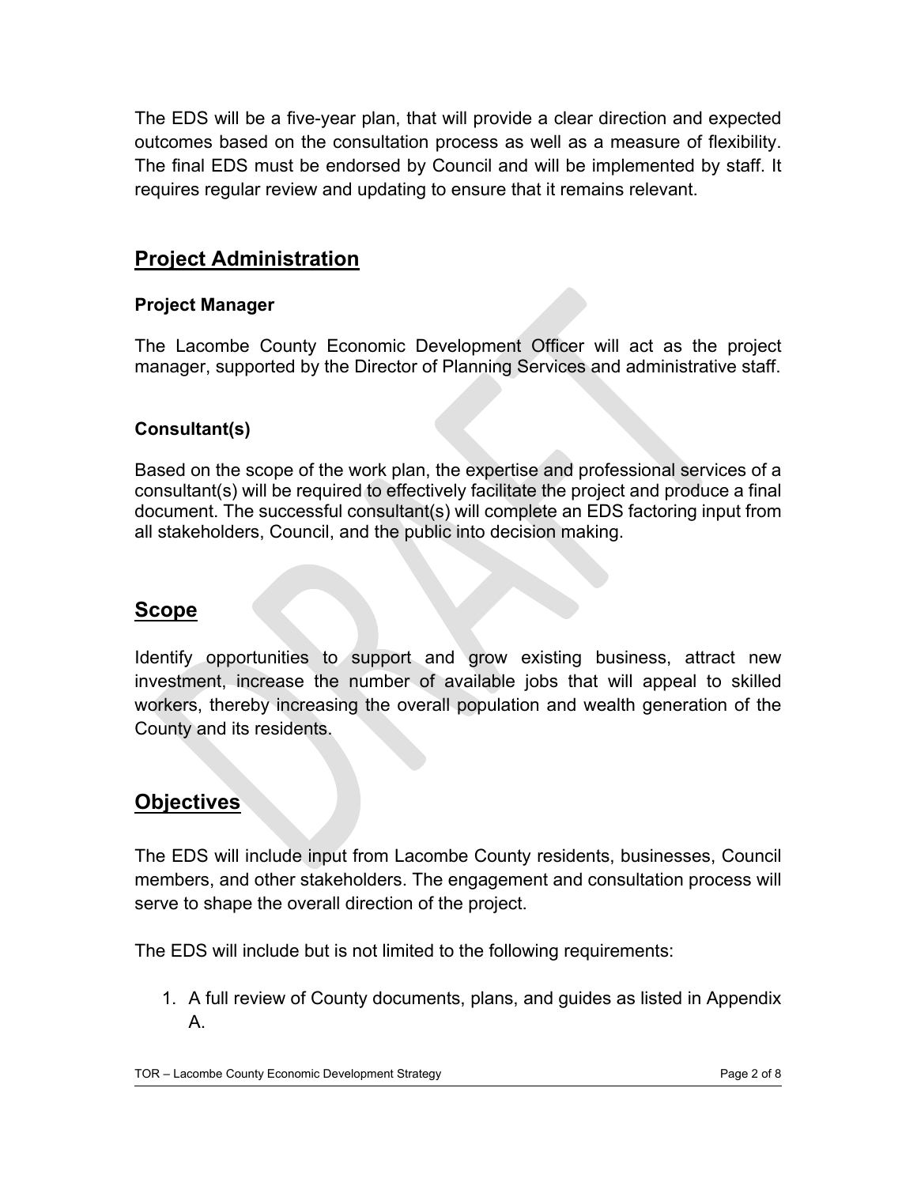The EDS will be a five-year plan, that will provide a clear direction and expected outcomes based on the consultation process as well as a measure of flexibility. The final EDS must be endorsed by Council and will be implemented by staff. It requires regular review and updating to ensure that it remains relevant.

## Project Administration

### Project Manager

The Lacombe County Economic Development Officer will act as the project manager, supported by the Director of Planning Services and administrative staff.

### Consultant(s)

Based on the scope of the work plan, the expertise and professional services of a consultant(s) will be required to effectively facilitate the project and produce a final document. The successful consultant(s) will complete an EDS factoring input from all stakeholders, Council, and the public into decision making.

## Scope

Identify opportunities to support and grow existing business, attract new investment, increase the number of available jobs that will appeal to skilled workers, thereby increasing the overall population and wealth generation of the County and its residents.

## Objectives

The EDS will include input from Lacombe County residents, businesses, Council members, and other stakeholders. The engagement and consultation process will serve to shape the overall direction of the project.

The EDS will include but is not limited to the following requirements:

1. A full review of County documents, plans, and guides as listed in Appendix A.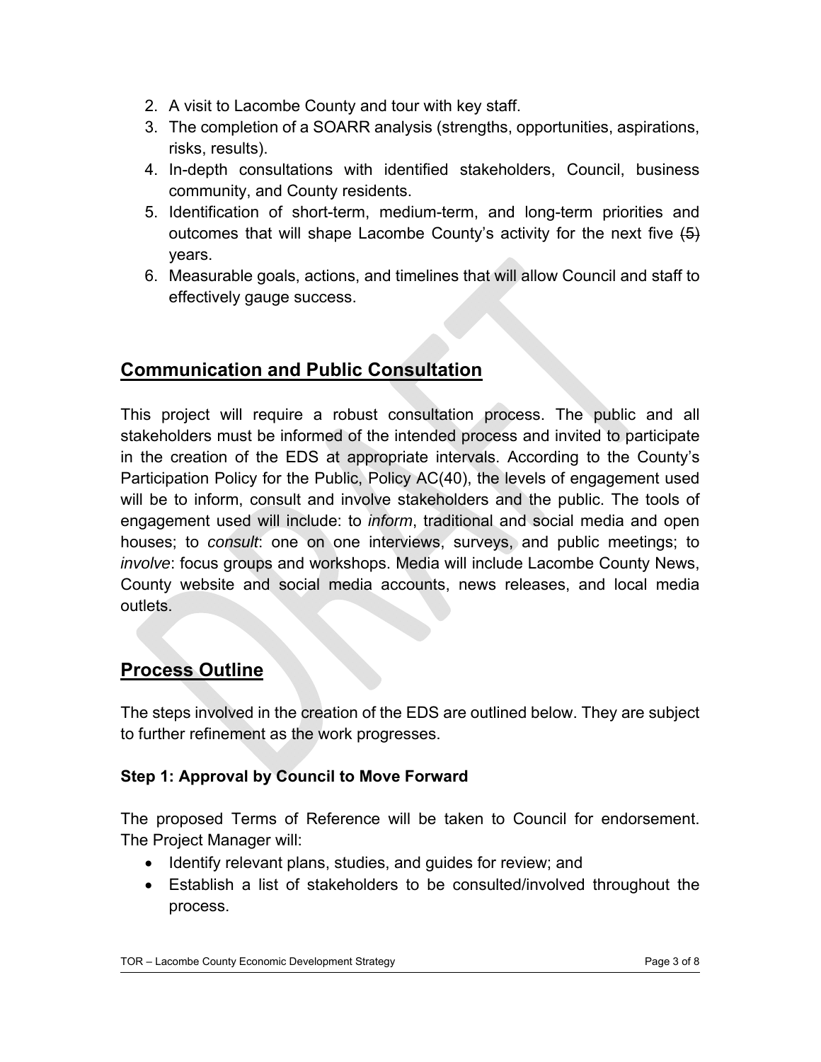2. A visit to Lacombe County and tour with key staff.
3. The completion of a SOARR analysis (strengths, opportunities, aspirations, risks, results).
4. In-depth consultations with identified stakeholders, Council, business community, and County residents.
5. Identification of short-term, medium-term, and long-term priorities and outcomes that will shape Lacombe County's activity for the next five ~~(5)~~ years.
6. Measurable goals, actions, and timelines that will allow Council and staff to effectively gauge success.

## Communication and Public Consultation

This project will require a robust consultation process. The public and all stakeholders must be informed of the intended process and invited to participate in the creation of the EDS at appropriate intervals. According to the County's Participation Policy for the Public, Policy AC(40), the levels of engagement used will be to inform, consult and involve stakeholders and the public. The tools of engagement used will include: to *inform*, traditional and social media and open houses; to *consult*: one on one interviews, surveys, and public meetings; to *involve*: focus groups and workshops. Media will include Lacombe County News, County website and social media accounts, news releases, and local media outlets.

## Process Outline

The steps involved in the creation of the EDS are outlined below. They are subject to further refinement as the work progresses.

### Step 1: Approval by Council to Move Forward

The proposed Terms of Reference will be taken to Council for endorsement. The Project Manager will:

- Identify relevant plans, studies, and guides for review; and
- Establish a list of stakeholders to be consulted/involved throughout the process.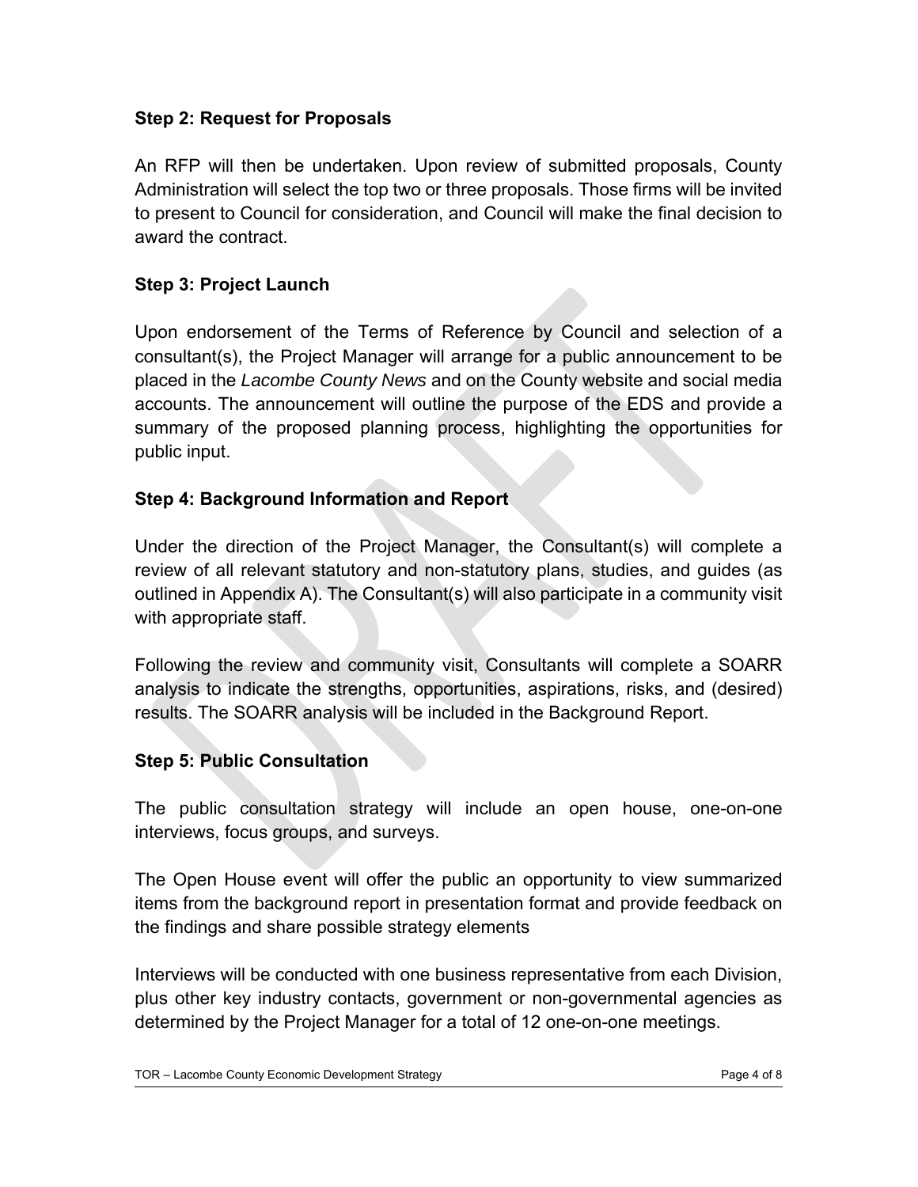### Step 2: Request for Proposals

An RFP will then be undertaken. Upon review of submitted proposals, County Administration will select the top two or three proposals. Those firms will be invited to present to Council for consideration, and Council will make the final decision to award the contract.

### Step 3: Project Launch

Upon endorsement of the Terms of Reference by Council and selection of a consultant(s), the Project Manager will arrange for a public announcement to be placed in the *Lacombe County News* and on the County website and social media accounts. The announcement will outline the purpose of the EDS and provide a summary of the proposed planning process, highlighting the opportunities for public input.

### Step 4: Background Information and Report

Under the direction of the Project Manager, the Consultant(s) will complete a review of all relevant statutory and non-statutory plans, studies, and guides (as outlined in Appendix A). The Consultant(s) will also participate in a community visit with appropriate staff.

Following the review and community visit, Consultants will complete a SOARR analysis to indicate the strengths, opportunities, aspirations, risks, and (desired) results. The SOARR analysis will be included in the Background Report.

### Step 5: Public Consultation

The public consultation strategy will include an open house, one-on-one interviews, focus groups, and surveys.

The Open House event will offer the public an opportunity to view summarized items from the background report in presentation format and provide feedback on the findings and share possible strategy elements

Interviews will be conducted with one business representative from each Division, plus other key industry contacts, government or non-governmental agencies as determined by the Project Manager for a total of 12 one-on-one meetings.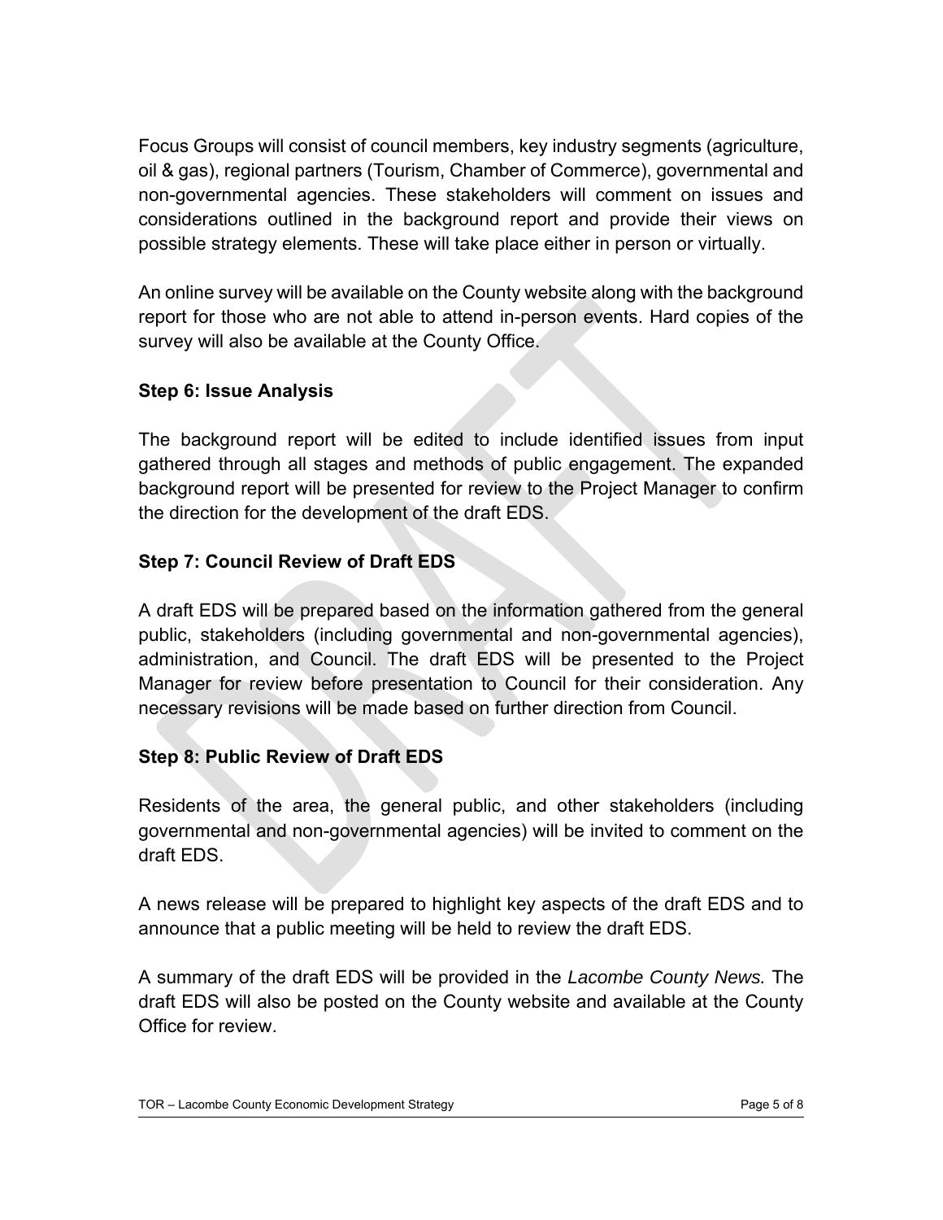Focus Groups will consist of council members, key industry segments (agriculture, oil & gas), regional partners (Tourism, Chamber of Commerce), governmental and non-governmental agencies. These stakeholders will comment on issues and considerations outlined in the background report and provide their views on possible strategy elements. These will take place either in person or virtually.

An online survey will be available on the County website along with the background report for those who are not able to attend in-person events. Hard copies of the survey will also be available at the County Office.

**Step 6: Issue Analysis**

The background report will be edited to include identified issues from input gathered through all stages and methods of public engagement. The expanded background report will be presented for review to the Project Manager to confirm the direction for the development of the draft EDS.

**Step 7: Council Review of Draft EDS**

A draft EDS will be prepared based on the information gathered from the general public, stakeholders (including governmental and non-governmental agencies), administration, and Council. The draft EDS will be presented to the Project Manager for review before presentation to Council for their consideration. Any necessary revisions will be made based on further direction from Council.

**Step 8: Public Review of Draft EDS**

Residents of the area, the general public, and other stakeholders (including governmental and non-governmental agencies) will be invited to comment on the draft EDS.

A news release will be prepared to highlight key aspects of the draft EDS and to announce that a public meeting will be held to review the draft EDS.

A summary of the draft EDS will be provided in the *Lacombe County News.* The draft EDS will also be posted on the County website and available at the County Office for review.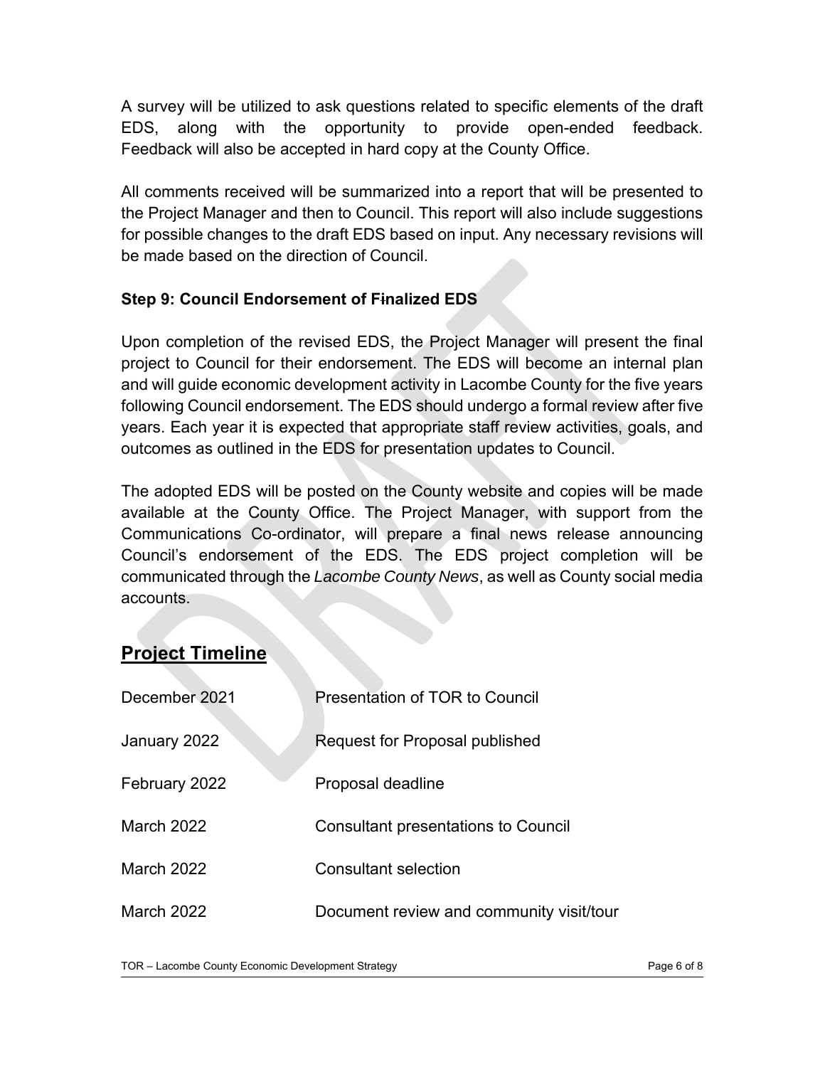A survey will be utilized to ask questions related to specific elements of the draft EDS, along with the opportunity to provide open-ended feedback. Feedback will also be accepted in hard copy at the County Office.

All comments received will be summarized into a report that will be presented to the Project Manager and then to Council. This report will also include suggestions for possible changes to the draft EDS based on input. Any necessary revisions will be made based on the direction of Council.

### Step 9: Council Endorsement of Finalized EDS

Upon completion of the revised EDS, the Project Manager will present the final project to Council for their endorsement. The EDS will become an internal plan and will guide economic development activity in Lacombe County for the five years following Council endorsement. The EDS should undergo a formal review after five years. Each year it is expected that appropriate staff review activities, goals, and outcomes as outlined in the EDS for presentation updates to Council.

The adopted EDS will be posted on the County website and copies will be made available at the County Office. The Project Manager, with support from the Communications Co-ordinator, will prepare a final news release announcing Council's endorsement of the EDS. The EDS project completion will be communicated through the *Lacombe County News*, as well as County social media accounts.

## Project Timeline

| | |
|---|---|
| December 2021 | Presentation of TOR to Council |
| January 2022 | Request for Proposal published |
| February 2022 | Proposal deadline |
| March 2022 | Consultant presentations to Council |
| March 2022 | Consultant selection |
| March 2022 | Document review and community visit/tour |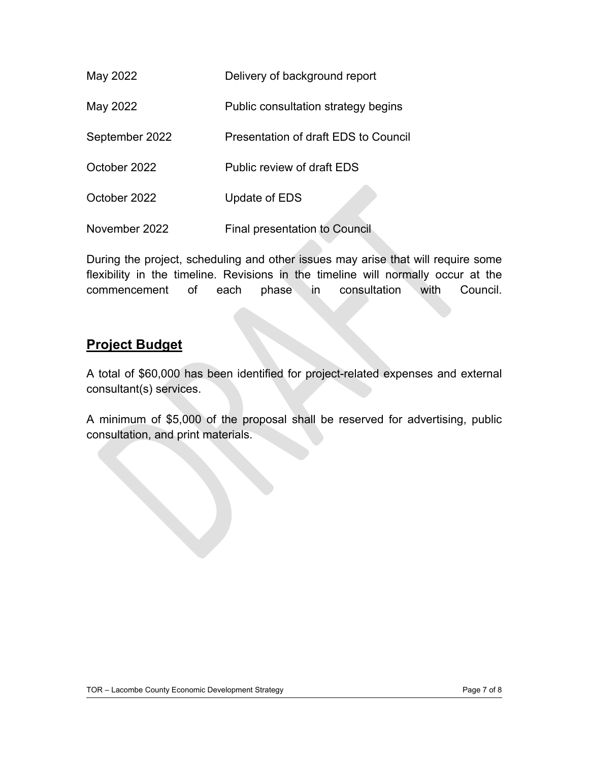| | |
|---|---|
| May 2022 | Delivery of background report |
| May 2022 | Public consultation strategy begins |
| September 2022 | Presentation of draft EDS to Council |
| October 2022 | Public review of draft EDS |
| October 2022 | Update of EDS |
| November 2022 | Final presentation to Council |

During the project, scheduling and other issues may arise that will require some flexibility in the timeline. Revisions in the timeline will normally occur at the commencement of each phase in consultation with Council.

## **Project Budget**

A total of $60,000 has been identified for project-related expenses and external consultant(s) services.

A minimum of $5,000 of the proposal shall be reserved for advertising, public consultation, and print materials.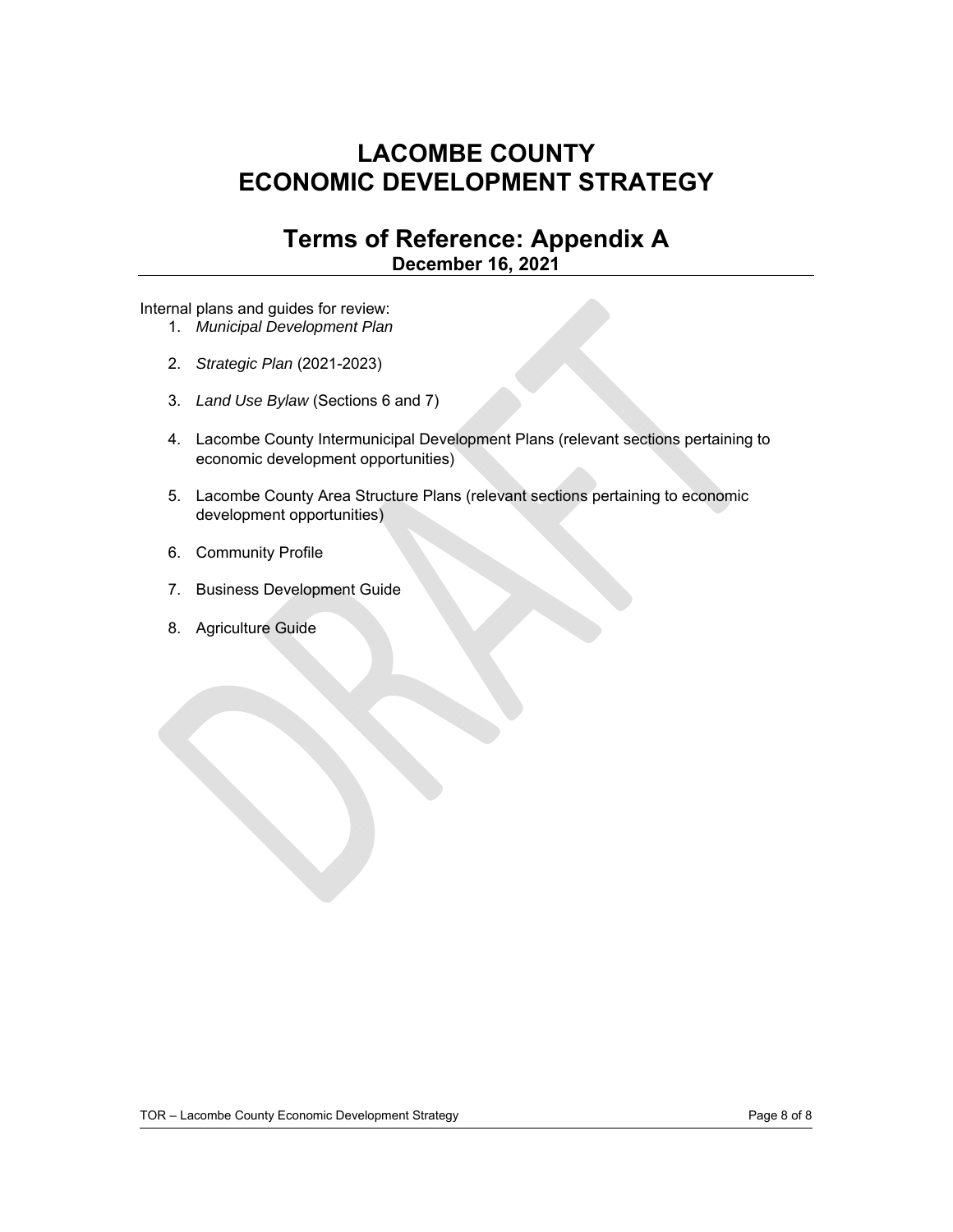# LACOMBE COUNTY
# ECONOMIC DEVELOPMENT STRATEGY

## Terms of Reference: Appendix A

**December 16, 2021**

Internal plans and guides for review:

1. *Municipal Development Plan*
2. *Strategic Plan* (2021-2023)
3. *Land Use Bylaw* (Sections 6 and 7)
4. Lacombe County Intermunicipal Development Plans (relevant sections pertaining to economic development opportunities)
5. Lacombe County Area Structure Plans (relevant sections pertaining to economic development opportunities)
6. Community Profile
7. Business Development Guide
8. Agriculture Guide